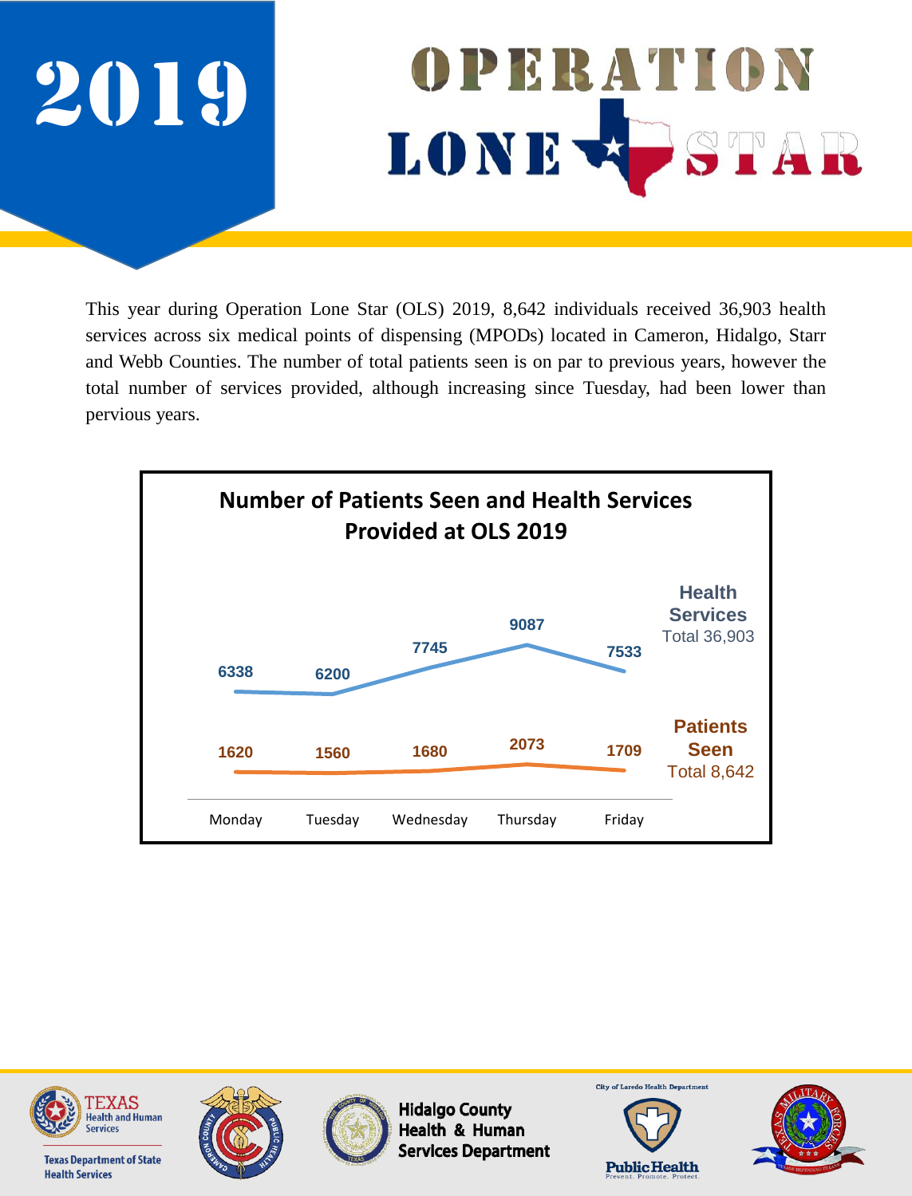# 2019 OPERATION LONE STAR

This year during Operation Lone Star (OLS) 2019, 8,642 individuals received 36,903 health services across six medical points of dispensing (MPODs) located in Cameron, Hidalgo, Starr and Webb Counties. The number of total patients seen is on par to previous years, however the total number of services provided, although increasing since Tuesday, had been lower than pervious years.

**Number of Patients Seen and Health Services Provided at OLS 2019**

| | Monday | Tuesday | Wednesday | Thursday | Friday | Total |
|---|---|---|---|---|---|---|
| Health Services | 6338 | 6200 | 7745 | 9087 | 7533 | 36,903 |
| Patients Seen | 1620 | 1560 | 1680 | 2073 | 1709 | 8,642 |

Texas Health and Human Services — Texas Department of State Health Services

Hidalgo County Health & Human Services Department

City of Laredo Health Department — Public Health: Prevent. Promote. Protect.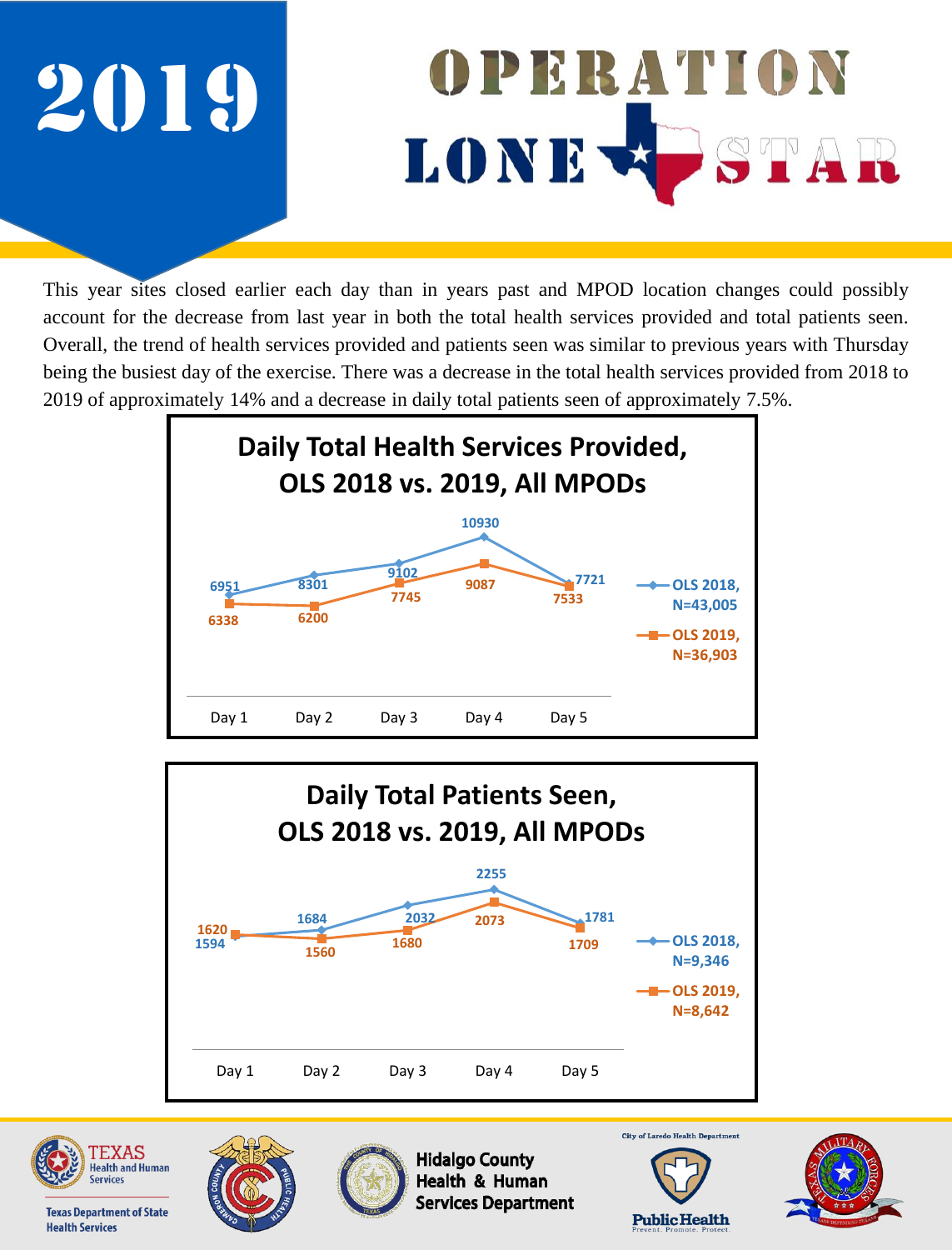# 2019

# OPERATION LONE STAR

This year sites closed earlier each day than in years past and MPOD location changes could possibly account for the decrease from last year in both the total health services provided and total patients seen. Overall, the trend of health services provided and patients seen was similar to previous years with Thursday being the busiest day of the exercise. There was a decrease in the total health services provided from 2018 to 2019 of approximately 14% and a decrease in daily total patients seen of approximately 7.5%.

**Daily Total Health Services Provided, OLS 2018 vs. 2019, All MPODs**

| | Day 1 | Day 2 | Day 3 | Day 4 | Day 5 |
|---|---|---|---|---|---|
| OLS 2018, N=43,005 | 6951 | 8301 | 9102 | 10930 | 7721 |
| OLS 2019, N=36,903 | 6338 | 6200 | 7745 | 9087 | 7533 |

**Daily Total Patients Seen, OLS 2018 vs. 2019, All MPODs**

| | Day 1 | Day 2 | Day 3 | Day 4 | Day 5 |
|---|---|---|---|---|---|
| OLS 2018, N=9,346 | 1594 | 1684 | 2032 | 2255 | 1781 |
| OLS 2019, N=8,642 | 1620 | 1560 | 1680 | 2073 | 1709 |

Texas Health and Human Services — Texas Department of State Health Services

Hidalgo County Health & Human Services Department

City of Laredo Health Department — Public Health: Prevent. Promote. Protect.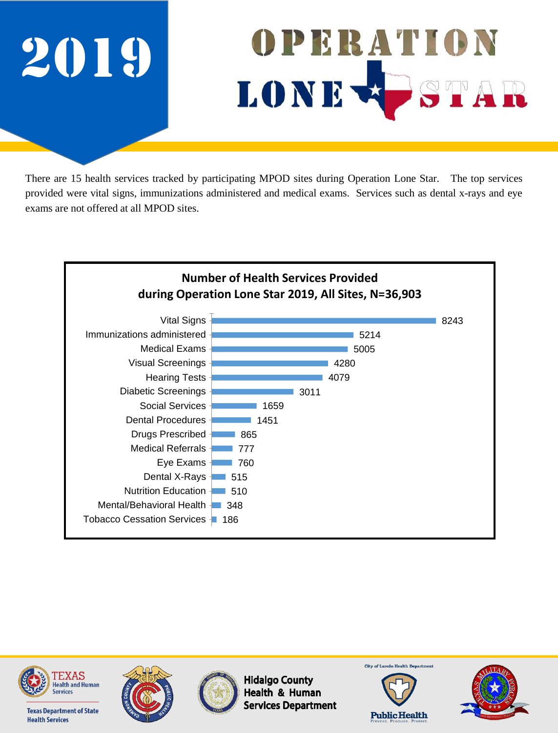# 2019

# OPERATION LONE STAR

There are 15 health services tracked by participating MPOD sites during Operation Lone Star. The top services provided were vital signs, immunizations administered and medical exams. Services such as dental x-rays and eye exams are not offered at all MPOD sites.

**Number of Health Services Provided during Operation Lone Star 2019, All Sites, N=36,903**

| Service | Number |
|---|---|
| Vital Signs | 8243 |
| Immunizations administered | 5214 |
| Medical Exams | 5005 |
| Visual Screenings | 4280 |
| Hearing Tests | 4079 |
| Diabetic Screenings | 3011 |
| Social Services | 1659 |
| Dental Procedures | 1451 |
| Drugs Prescribed | 865 |
| Medical Referrals | 777 |
| Eye Exams | 760 |
| Dental X-Rays | 515 |
| Nutrition Education | 510 |
| Mental/Behavioral Health | 348 |
| Tobacco Cessation Services | 186 |

Texas Health and Human Services — Texas Department of State Health Services

Hidalgo County Health & Human Services Department

City of Laredo Health Department — Public Health: Prevent. Promote. Protect.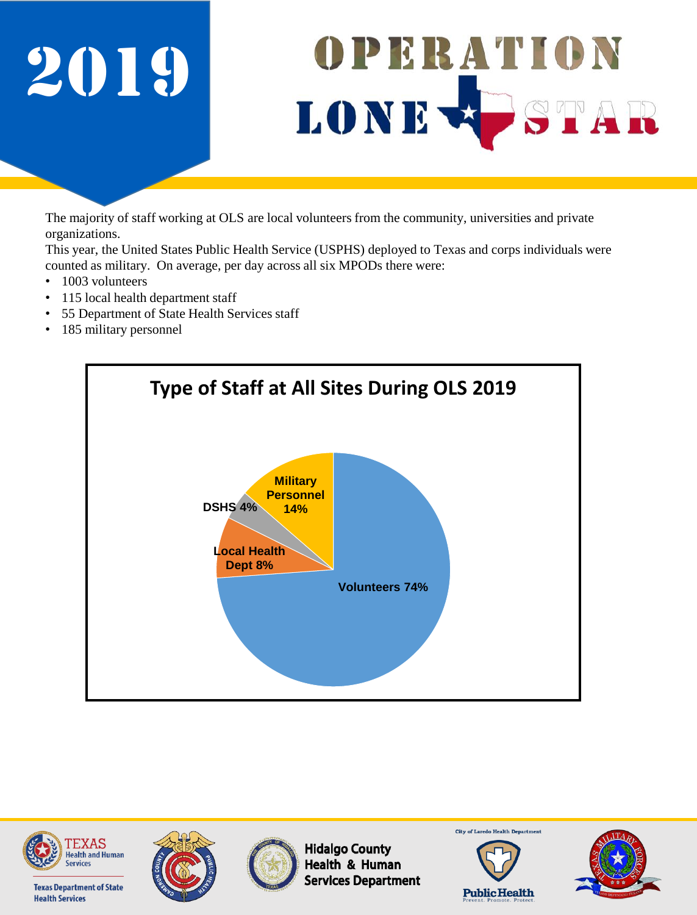# 2019

# OPERATION LONE STAR

The majority of staff working at OLS are local volunteers from the community, universities and private organizations.

This year, the United States Public Health Service (USPHS) deployed to Texas and corps individuals were counted as military. On average, per day across all six MPODs there were:

- 1003 volunteers
- 115 local health department staff
- 55 Department of State Health Services staff
- 185 military personnel

**Type of Staff at All Sites During OLS 2019**

| Type of Staff | Percentage |
|---|---|
| Volunteers | 74% |
| Local Health Dept | 8% |
| DSHS | 4% |
| Military Personnel | 14% |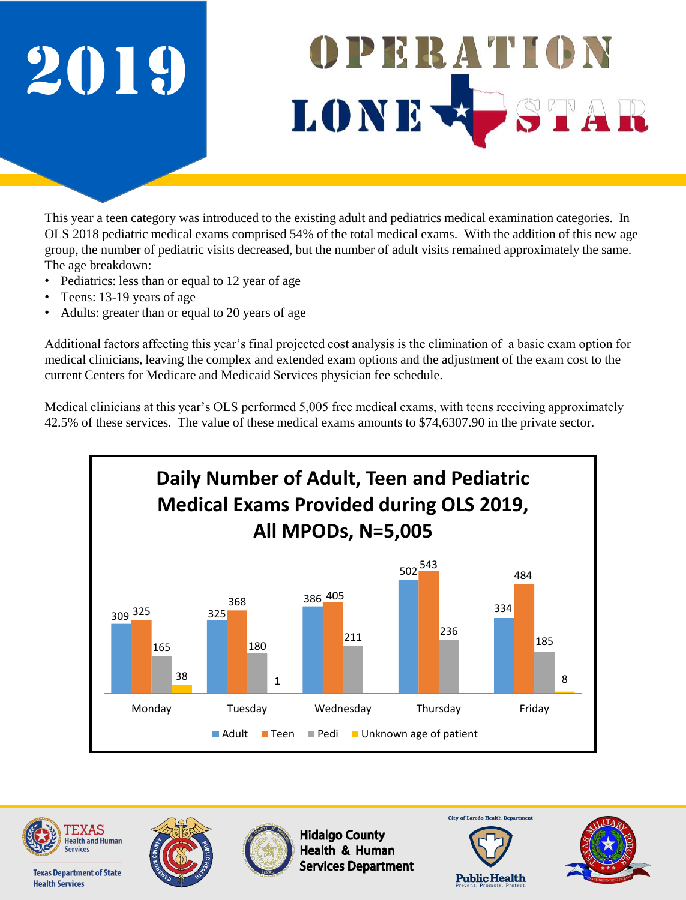# 2019

# OPERATION LONE STAR

This year a teen category was introduced to the existing adult and pediatrics medical examination categories. In OLS 2018 pediatric medical exams comprised 54% of the total medical exams. With the addition of this new age group, the number of pediatric visits decreased, but the number of adult visits remained approximately the same. The age breakdown:

- Pediatrics: less than or equal to 12 year of age
- Teens: 13-19 years of age
- Adults: greater than or equal to 20 years of age

Additional factors affecting this year's final projected cost analysis is the elimination of a basic exam option for medical clinicians, leaving the complex and extended exam options and the adjustment of the exam cost to the current Centers for Medicare and Medicaid Services physician fee schedule.

Medical clinicians at this year's OLS performed 5,005 free medical exams, with teens receiving approximately 42.5% of these services. The value of these medical exams amounts to $74,6307.90 in the private sector.

**Daily Number of Adult, Teen and Pediatric Medical Exams Provided during OLS 2019, All MPODs, N=5,005**

| Day | Adult | Teen | Pedi | Unknown age of patient |
|---|---|---|---|---|
| Monday | 309 | 325 | 165 | 38 |
| Tuesday | 325 | 368 | 180 | 1 |
| Wednesday | 386 | 405 | 211 | |
| Thursday | 502 | 543 | 236 | |
| Friday | 334 | 484 | 185 | 8 |

Texas Health and Human Services — Texas Department of State Health Services

Hidalgo County Health & Human Services Department

City of Laredo Health Department — Public Health — Prevent. Promote. Protect.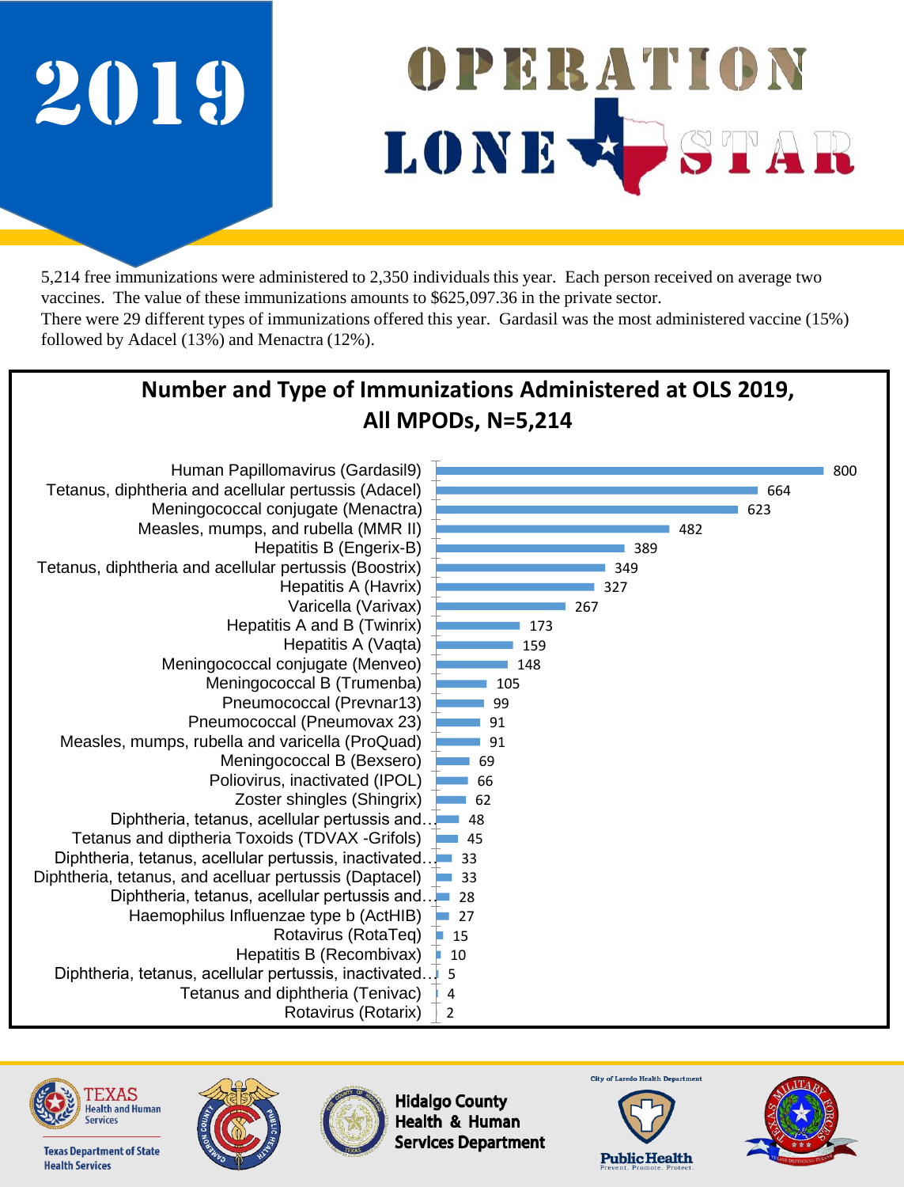# 2019

# OPERATION LONE STAR

5,214 free immunizations were administered to 2,350 individuals this year. Each person received on average two vaccines. The value of these immunizations amounts to $625,097.36 in the private sector.

There were 29 different types of immunizations offered this year. Gardasil was the most administered vaccine (15%) followed by Adacel (13%) and Menactra (12%).

## Number and Type of Immunizations Administered at OLS 2019, All MPODs, N=5,214

| Immunization | Number |
|---|---|
| Human Papillomavirus (Gardasil9) | 800 |
| Tetanus, diphtheria and acellular pertussis (Adacel) | 664 |
| Meningococcal conjugate (Menactra) | 623 |
| Measles, mumps, and rubella (MMR II) | 482 |
| Hepatitis B (Engerix-B) | 389 |
| Tetanus, diphtheria and acellular pertussis (Boostrix) | 349 |
| Hepatitis A (Havrix) | 327 |
| Varicella (Varivax) | 267 |
| Hepatitis A and B (Twinrix) | 173 |
| Hepatitis A (Vaqta) | 159 |
| Meningococcal conjugate (Menveo) | 148 |
| Meningococcal B (Trumenba) | 105 |
| Pneumococcal (Prevnar13) | 99 |
| Pneumococcal (Pneumovax 23) | 91 |
| Measles, mumps, rubella and varicella (ProQuad) | 91 |
| Meningococcal B (Bexsero) | 69 |
| Poliovirus, inactivated (IPOL) | 66 |
| Zoster shingles (Shingrix) | 62 |
| Diphtheria, tetanus, acellular pertussis and… | 48 |
| Tetanus and diptheria Toxoids (TDVAX -Grifols) | 45 |
| Diphtheria, tetanus, acellular pertussis, inactivated… | 33 |
| Diphtheria, tetanus, and acelluar pertussis (Daptacel) | 33 |
| Diphtheria, tetanus, acellular pertussis and… | 28 |
| Haemophilus Influenzae type b (ActHIB) | 27 |
| Rotavirus (RotaTeq) | 15 |
| Hepatitis B (Recombivax) | 10 |
| Diphtheria, tetanus, acellular pertussis, inactivated… | 5 |
| Tetanus and diphtheria (Tenivac) | 4 |
| Rotavirus (Rotarix) | 2 |

Texas Health and Human Services — Texas Department of State Health Services

Hidalgo County Health & Human Services Department

City of Laredo Health Department — Public Health: Prevent. Promote. Protect.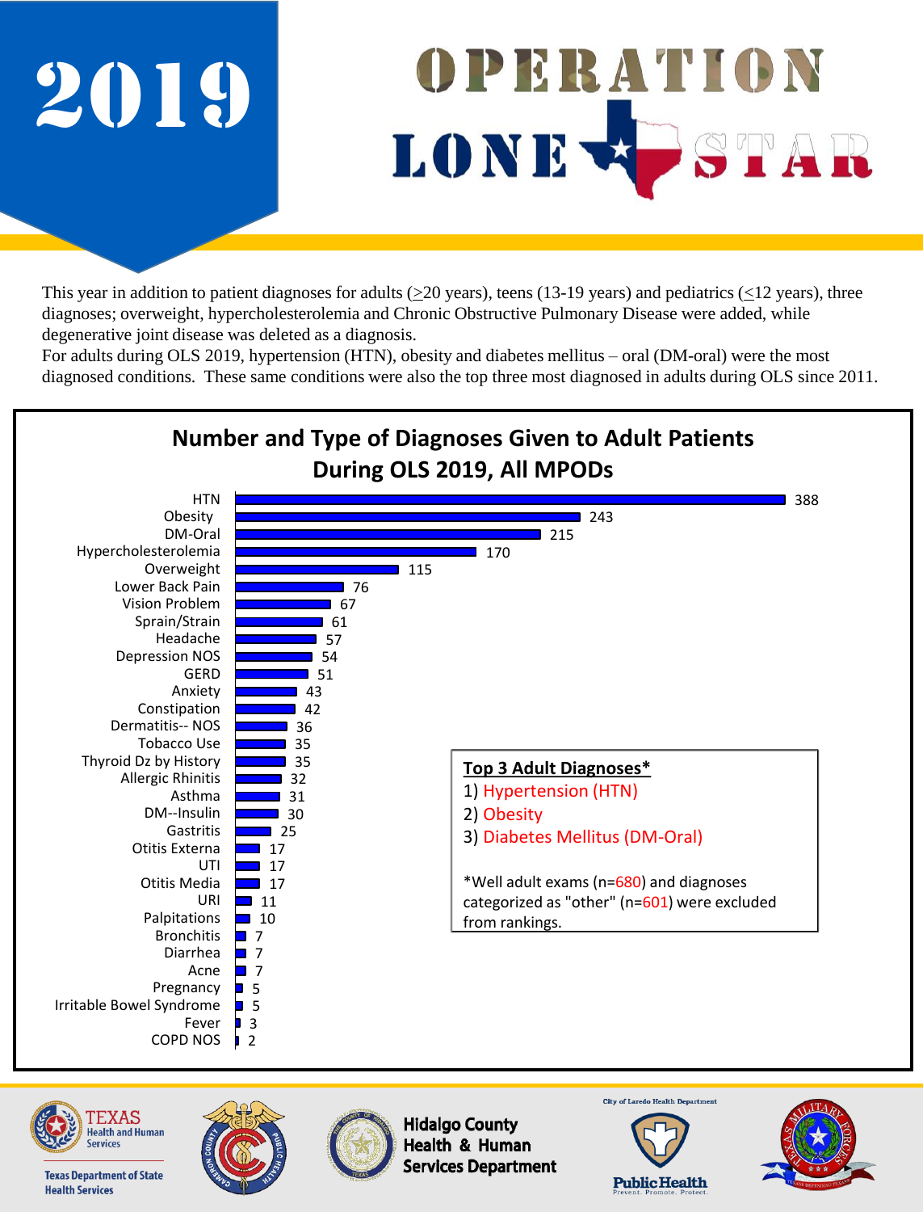# 2019

# OPERATION LONE STAR

This year in addition to patient diagnoses for adults (≥20 years), teens (13-19 years) and pediatrics (≤12 years), three diagnoses; overweight, hypercholesterolemia and Chronic Obstructive Pulmonary Disease were added, while degenerative joint disease was deleted as a diagnosis.

For adults during OLS 2019, hypertension (HTN), obesity and diabetes mellitus – oral (DM-oral) were the most diagnosed conditions. These same conditions were also the top three most diagnosed in adults during OLS since 2011.

## Number and Type of Diagnoses Given to Adult Patients During OLS 2019, All MPODs

| Diagnosis | Number |
|---|---|
| HTN | 388 |
| Obesity | 243 |
| DM-Oral | 215 |
| Hypercholesterolemia | 170 |
| Overweight | 115 |
| Lower Back Pain | 76 |
| Vision Problem | 67 |
| Sprain/Strain | 61 |
| Headache | 57 |
| Depression NOS | 54 |
| GERD | 51 |
| Anxiety | 43 |
| Constipation | 42 |
| Dermatitis-- NOS | 36 |
| Tobacco Use | 35 |
| Thyroid Dz by History | 35 |
| Allergic Rhinitis | 32 |
| Asthma | 31 |
| DM--Insulin | 30 |
| Gastritis | 25 |
| Otitis Externa | 17 |
| UTI | 17 |
| Otitis Media | 17 |
| URI | 11 |
| Palpitations | 10 |
| Bronchitis | 7 |
| Diarrhea | 7 |
| Acne | 7 |
| Pregnancy | 5 |
| Irritable Bowel Syndrome | 5 |
| Fever | 3 |
| COPD NOS | 2 |

**Top 3 Adult Diagnoses***

1) Hypertension (HTN)
2) Obesity
3) Diabetes Mellitus (DM-Oral)

*Well adult exams (n=680) and diagnoses categorized as "other" (n=601) were excluded from rankings.

Texas Health and Human Services — Texas Department of State Health Services

Hidalgo County Health & Human Services Department

City of Laredo Health Department — Public Health — Prevent. Promote. Protect.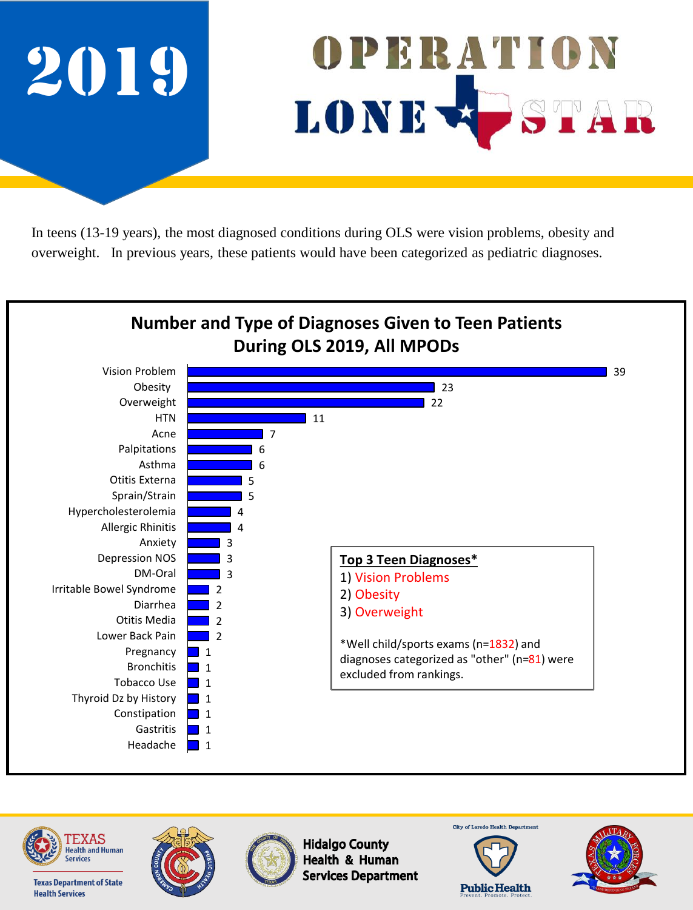# 2019

# OPERATION LONE STAR

In teens (13-19 years), the most diagnosed conditions during OLS were vision problems, obesity and overweight. In previous years, these patients would have been categorized as pediatric diagnoses.

## Number and Type of Diagnoses Given to Teen Patients During OLS 2019, All MPODs

| Diagnosis | Number |
|---|---|
| Vision Problem | 39 |
| Obesity | 23 |
| Overweight | 22 |
| HTN | 11 |
| Acne | 7 |
| Palpitations | 6 |
| Asthma | 6 |
| Otitis Externa | 5 |
| Sprain/Strain | 5 |
| Hypercholesterolemia | 4 |
| Allergic Rhinitis | 4 |
| Anxiety | 3 |
| Depression NOS | 3 |
| DM-Oral | 3 |
| Irritable Bowel Syndrome | 2 |
| Diarrhea | 2 |
| Otitis Media | 2 |
| Lower Back Pain | 2 |
| Pregnancy | 1 |
| Bronchitis | 1 |
| Tobacco Use | 1 |
| Thyroid Dz by History | 1 |
| Constipation | 1 |
| Gastritis | 1 |
| Headache | 1 |

**Top 3 Teen Diagnoses***

1) Vision Problems
2) Obesity
3) Overweight

*Well child/sports exams (n=1832) and diagnoses categorized as "other" (n=81) were excluded from rankings.

TEXAS Health and Human Services — Texas Department of State Health Services | Cameron County Public Health | Hidalgo County Health & Human Services Department | City of Laredo Health Department Public Health — Prevent. Promote. Protect. | Texas Military Forces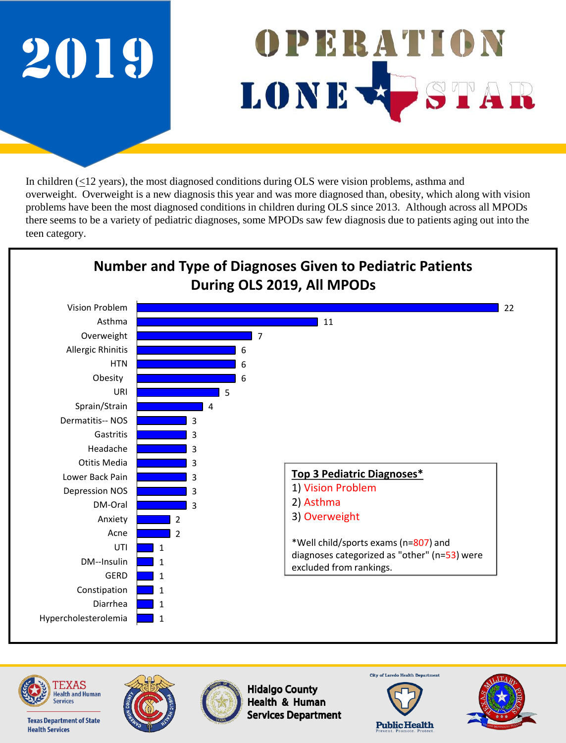# 2019

# OPERATION LONE STAR

In children (≤12 years), the most diagnosed conditions during OLS were vision problems, asthma and overweight. Overweight is a new diagnosis this year and was more diagnosed than, obesity, which along with vision problems have been the most diagnosed conditions in children during OLS since 2013. Although across all MPODs there seems to be a variety of pediatric diagnoses, some MPODs saw few diagnosis due to patients aging out into the teen category.

## Number and Type of Diagnoses Given to Pediatric Patients During OLS 2019, All MPODs

Vision Problem 22
Asthma 11
Overweight 7
Allergic Rhinitis 6
HTN 6
Obesity 6
URI 5
Sprain/Strain 4
Dermatitis-- NOS 3
Gastritis 3
Headache 3
Otitis Media 3
Lower Back Pain 3
Depression NOS 3
DM-Oral 3
Anxiety 2
Acne 2
UTI 1
DM--Insulin 1
GERD 1
Constipation 1
Diarrhea 1
Hypercholesterolemia 1

**Top 3 Pediatric Diagnoses***

1) Vision Problem
2) Asthma
3) Overweight

*Well child/sports exams (n=807) and diagnoses categorized as "other" (n=53) were excluded from rankings.

TEXAS Health and Human Services

Texas Department of State Health Services

Hidalgo County Health & Human Services Department

City of Laredo Health Department

Public Health Prevent. Promote. Protect.